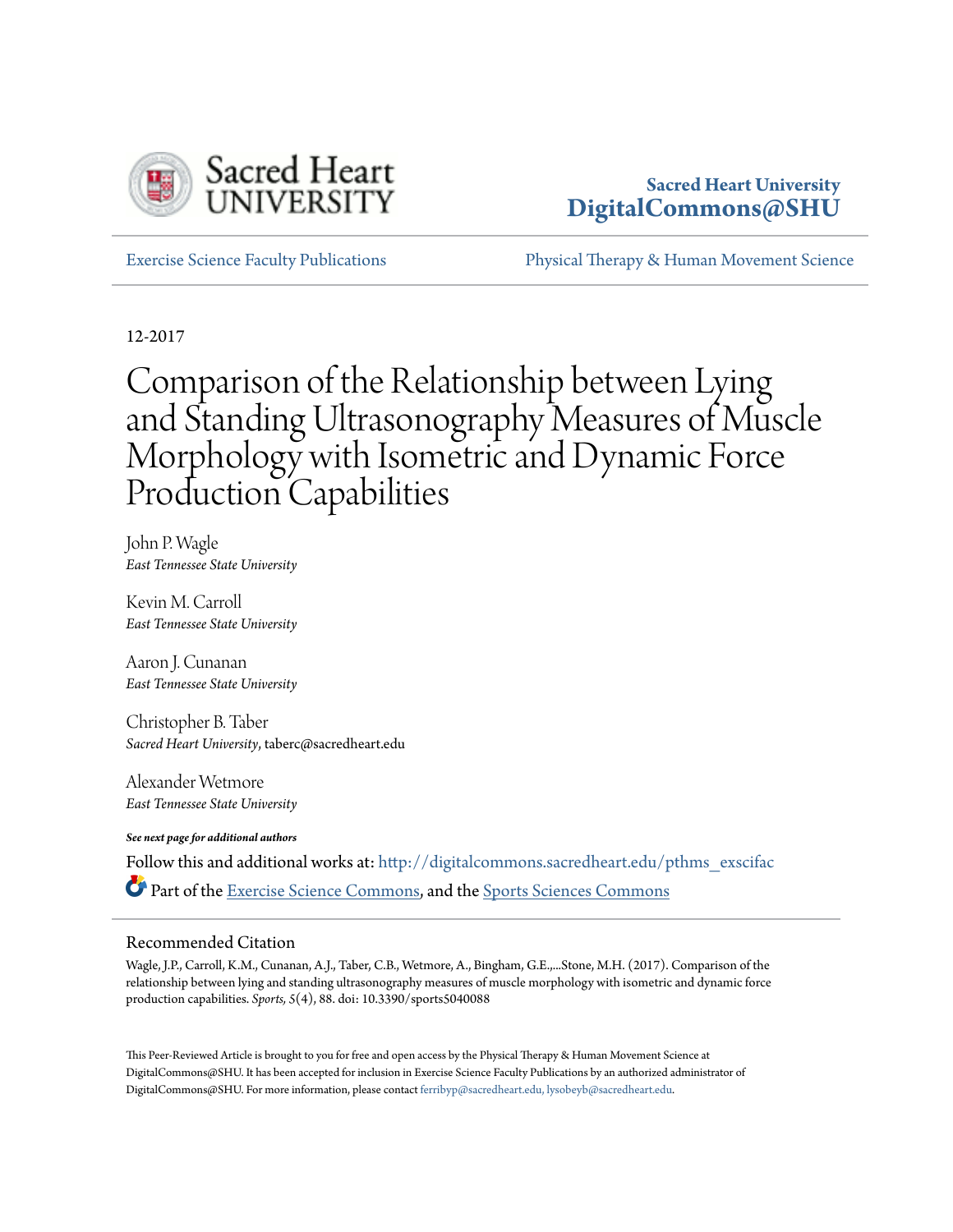Sacred Heart University

DigitalCommons@SHU

Exercise Science Faculty Publications

Physical Therapy & Human Movement Science

12-2017

# Comparison of the Relationship between Lying and Standing Ultrasonography Measures of Muscle Morphology with Isometric and Dynamic Force Production Capabilities

John P. Wagle
*East Tennessee State University*

Kevin M. Carroll
*East Tennessee State University*

Aaron J. Cunanan
*East Tennessee State University*

Christopher B. Taber
*Sacred Heart University*, taberc@sacredheart.edu

Alexander Wetmore
*East Tennessee State University*

***See next page for additional authors***

Follow this and additional works at: http://digitalcommons.sacredheart.edu/pthms_exscifac

Part of the Exercise Science Commons, and the Sports Sciences Commons

## Recommended Citation

Wagle, J.P., Carroll, K.M., Cunanan, A.J., Taber, C.B., Wetmore, A., Bingham, G.E.,...Stone, M.H. (2017). Comparison of the relationship between lying and standing ultrasonography measures of muscle morphology with isometric and dynamic force production capabilities. *Sports, 5*(4), 88. doi: 10.3390/sports5040088

This Peer-Reviewed Article is brought to you for free and open access by the Physical Therapy & Human Movement Science at DigitalCommons@SHU. It has been accepted for inclusion in Exercise Science Faculty Publications by an authorized administrator of DigitalCommons@SHU. For more information, please contact ferribyp@sacredheart.edu, lysobeyb@sacredheart.edu.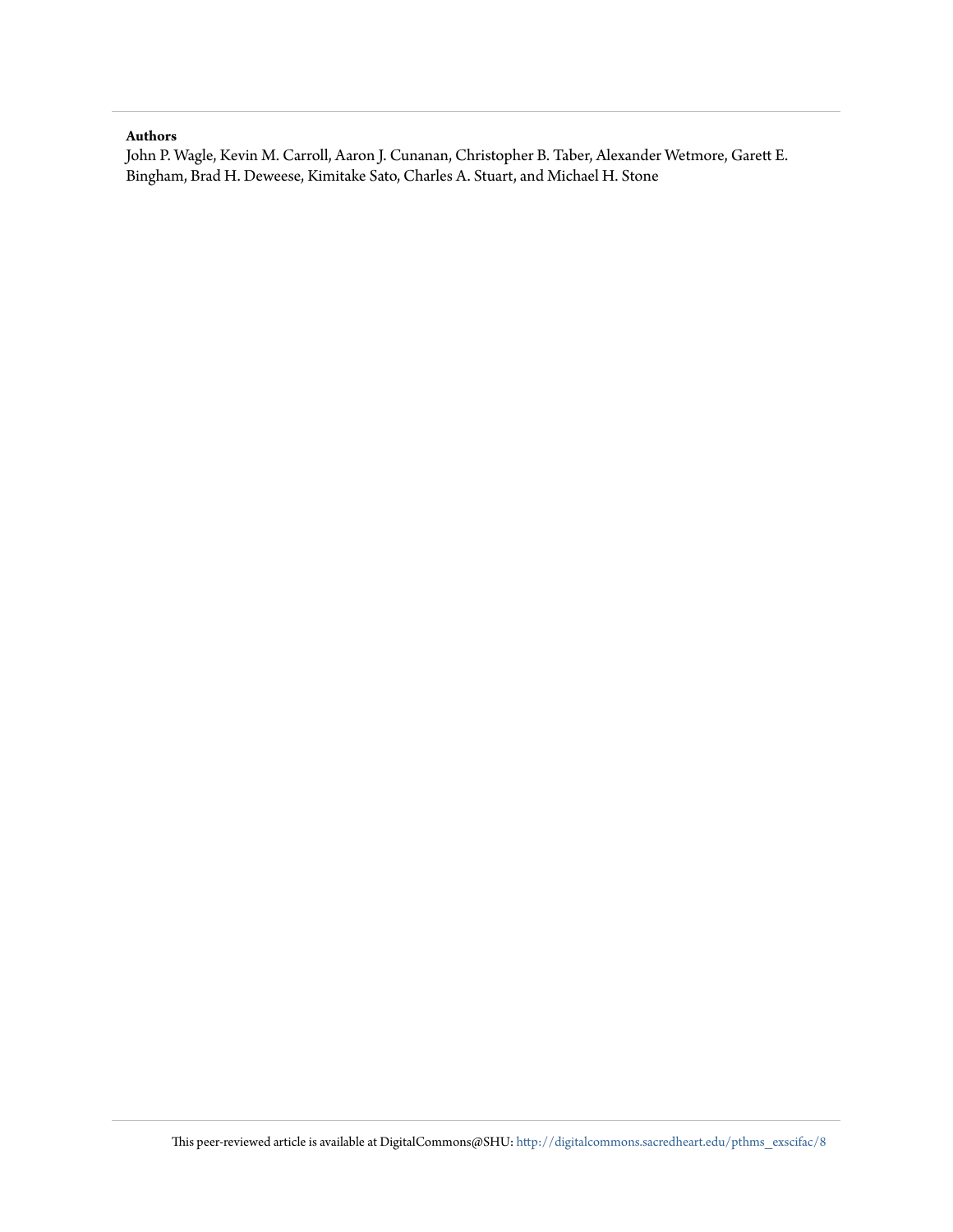**Authors**

John P. Wagle, Kevin M. Carroll, Aaron J. Cunanan, Christopher B. Taber, Alexander Wetmore, Garett E. Bingham, Brad H. Deweese, Kimitake Sato, Charles A. Stuart, and Michael H. Stone

This peer-reviewed article is available at DigitalCommons@SHU: http://digitalcommons.sacredheart.edu/pthms_exscifac/8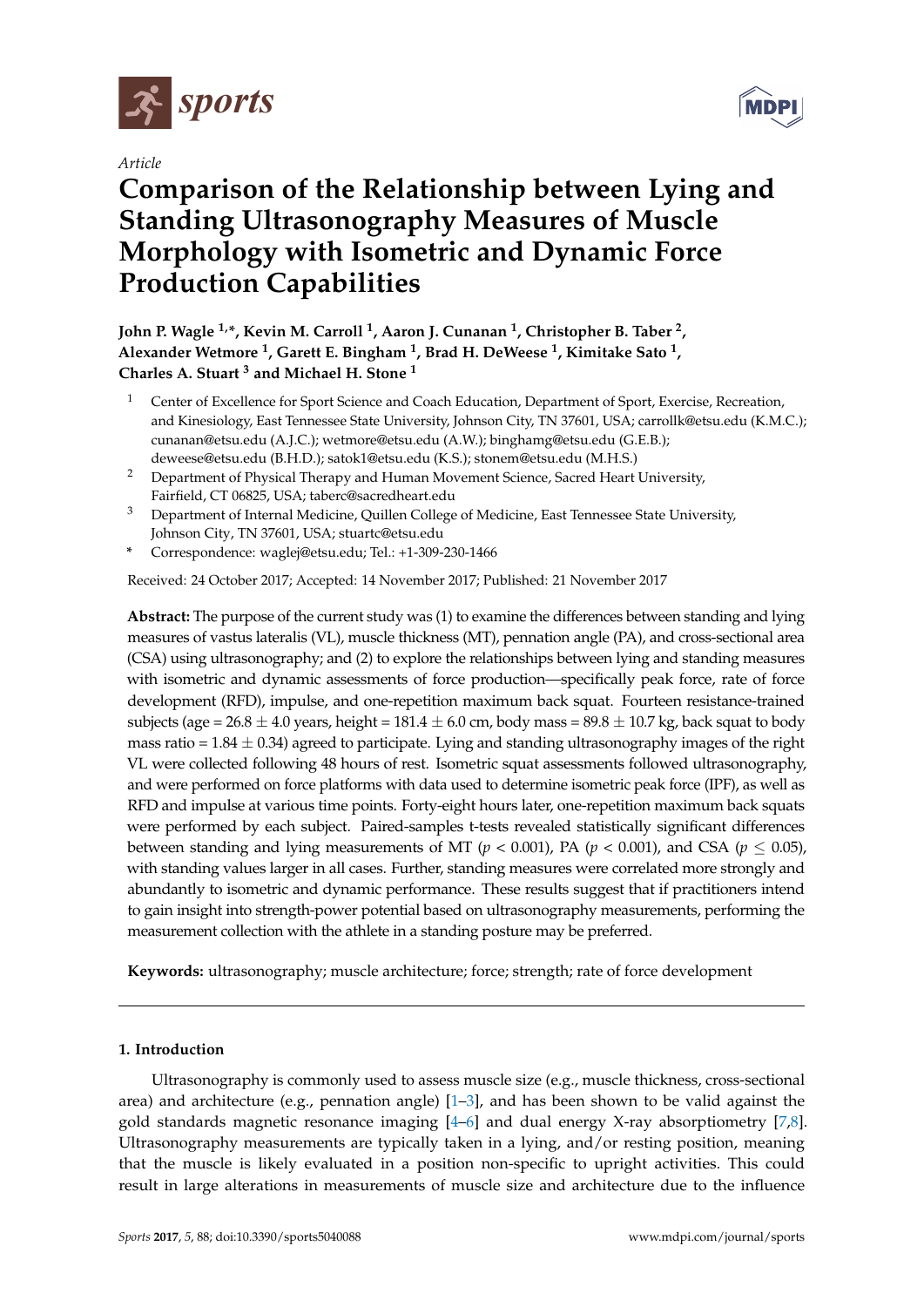# Comparison of the Relationship between Lying and Standing Ultrasonography Measures of Muscle Morphology with Isometric and Dynamic Force Production Capabilities

**John P. Wagle [1,*], Kevin M. Carroll [1], Aaron J. Cunanan [1], Christopher B. Taber [2], Alexander Wetmore [1], Garett E. Bingham [1], Brad H. DeWeese [1], Kimitake Sato [1], Charles A. Stuart [3] and Michael H. Stone [1]**

[1] Center of Excellence for Sport Science and Coach Education, Department of Sport, Exercise, Recreation, and Kinesiology, East Tennessee State University, Johnson City, TN 37601, USA; carrollk@etsu.edu (K.M.C.); cunanan@etsu.edu (A.J.C.); wetmore@etsu.edu (A.W.); binghamg@etsu.edu (G.E.B.); deweese@etsu.edu (B.H.D.); satok1@etsu.edu (K.S.); stonem@etsu.edu (M.H.S.)

[2] Department of Physical Therapy and Human Movement Science, Sacred Heart University, Fairfield, CT 06825, USA; taberc@sacredheart.edu

[3] Department of Internal Medicine, Quillen College of Medicine, East Tennessee State University, Johnson City, TN 37601, USA; stuartc@etsu.edu

\* Correspondence: waglej@etsu.edu; Tel.: +1-309-230-1466

Received: 24 October 2017; Accepted: 14 November 2017; Published: 21 November 2017

**Abstract:** The purpose of the current study was (1) to examine the differences between standing and lying measures of vastus lateralis (VL), muscle thickness (MT), pennation angle (PA), and cross-sectional area (CSA) using ultrasonography; and (2) to explore the relationships between lying and standing measures with isometric and dynamic assessments of force production—specifically peak force, rate of force development (RFD), impulse, and one-repetition maximum back squat. Fourteen resistance-trained subjects (age = 26.8 ± 4.0 years, height = 181.4 ± 6.0 cm, body mass = 89.8 ± 10.7 kg, back squat to body mass ratio = 1.84 ± 0.34) agreed to participate. Lying and standing ultrasonography images of the right VL were collected following 48 hours of rest. Isometric squat assessments followed ultrasonography, and were performed on force platforms with data used to determine isometric peak force (IPF), as well as RFD and impulse at various time points. Forty-eight hours later, one-repetition maximum back squats were performed by each subject. Paired-samples t-tests revealed statistically significant differences between standing and lying measurements of MT ($p < 0.001$), PA ($p < 0.001$), and CSA ($p \leq 0.05$), with standing values larger in all cases. Further, standing measures were correlated more strongly and abundantly to isometric and dynamic performance. These results suggest that if practitioners intend to gain insight into strength-power potential based on ultrasonography measurements, performing the measurement collection with the athlete in a standing posture may be preferred.

**Keywords:** ultrasonography; muscle architecture; force; strength; rate of force development

## 1. Introduction

Ultrasonography is commonly used to assess muscle size (e.g., muscle thickness, cross-sectional area) and architecture (e.g., pennation angle) [1–3], and has been shown to be valid against the gold standards magnetic resonance imaging [4–6] and dual energy X-ray absorptiometry [7,8]. Ultrasonography measurements are typically taken in a lying, and/or resting position, meaning that the muscle is likely evaluated in a position non-specific to upright activities. This could result in large alterations in measurements of muscle size and architecture due to the influence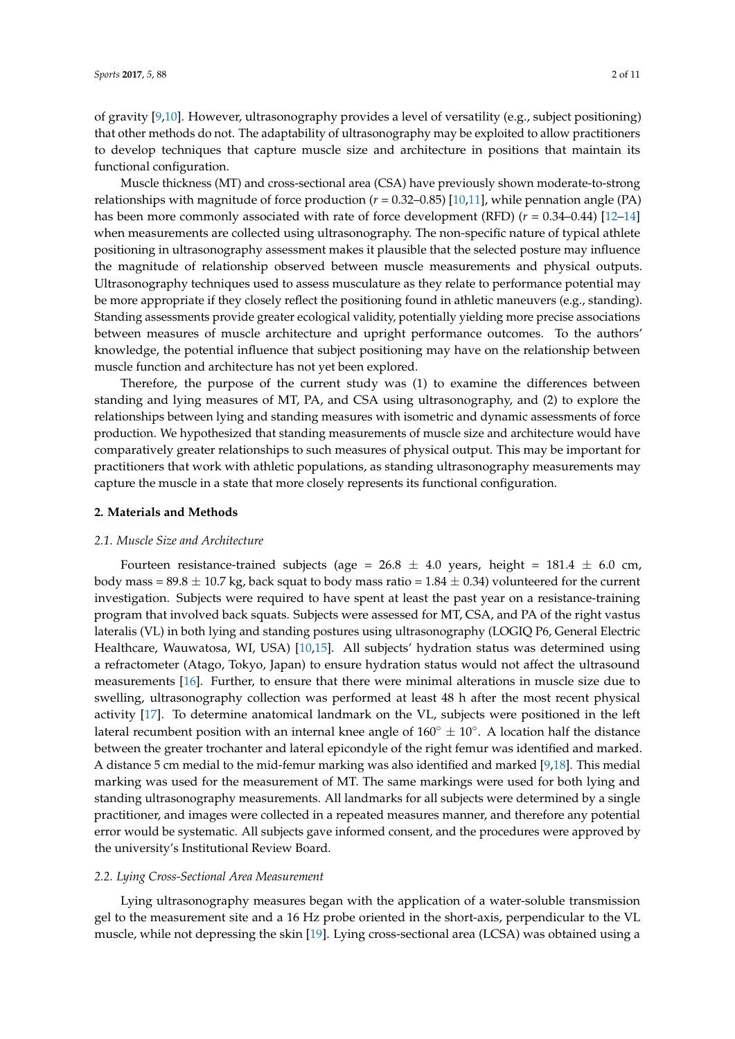of gravity [9,10]. However, ultrasonography provides a level of versatility (e.g., subject positioning) that other methods do not. The adaptability of ultrasonography may be exploited to allow practitioners to develop techniques that capture muscle size and architecture in positions that maintain its functional configuration.

Muscle thickness (MT) and cross-sectional area (CSA) have previously shown moderate-to-strong relationships with magnitude of force production ($r$ = 0.32–0.85) [10,11], while pennation angle (PA) has been more commonly associated with rate of force development (RFD) ($r$ = 0.34–0.44) [12–14] when measurements are collected using ultrasonography. The non-specific nature of typical athlete positioning in ultrasonography assessment makes it plausible that the selected posture may influence the magnitude of relationship observed between muscle measurements and physical outputs. Ultrasonography techniques used to assess musculature as they relate to performance potential may be more appropriate if they closely reflect the positioning found in athletic maneuvers (e.g., standing). Standing assessments provide greater ecological validity, potentially yielding more precise associations between measures of muscle architecture and upright performance outcomes. To the authors' knowledge, the potential influence that subject positioning may have on the relationship between muscle function and architecture has not yet been explored.

Therefore, the purpose of the current study was (1) to examine the differences between standing and lying measures of MT, PA, and CSA using ultrasonography, and (2) to explore the relationships between lying and standing measures with isometric and dynamic assessments of force production. We hypothesized that standing measurements of muscle size and architecture would have comparatively greater relationships to such measures of physical output. This may be important for practitioners that work with athletic populations, as standing ultrasonography measurements may capture the muscle in a state that more closely represents its functional configuration.

## 2. Materials and Methods

### 2.1. Muscle Size and Architecture

Fourteen resistance-trained subjects (age = 26.8 ± 4.0 years, height = 181.4 ± 6.0 cm, body mass = 89.8 ± 10.7 kg, back squat to body mass ratio = 1.84 ± 0.34) volunteered for the current investigation. Subjects were required to have spent at least the past year on a resistance-training program that involved back squats. Subjects were assessed for MT, CSA, and PA of the right vastus lateralis (VL) in both lying and standing postures using ultrasonography (LOGIQ P6, General Electric Healthcare, Wauwatosa, WI, USA) [10,15]. All subjects' hydration status was determined using a refractometer (Atago, Tokyo, Japan) to ensure hydration status would not affect the ultrasound measurements [16]. Further, to ensure that there were minimal alterations in muscle size due to swelling, ultrasonography collection was performed at least 48 h after the most recent physical activity [17]. To determine anatomical landmark on the VL, subjects were positioned in the left lateral recumbent position with an internal knee angle of 160° ± 10°. A location half the distance between the greater trochanter and lateral epicondyle of the right femur was identified and marked. A distance 5 cm medial to the mid-femur marking was also identified and marked [9,18]. This medial marking was used for the measurement of MT. The same markings were used for both lying and standing ultrasonography measurements. All landmarks for all subjects were determined by a single practitioner, and images were collected in a repeated measures manner, and therefore any potential error would be systematic. All subjects gave informed consent, and the procedures were approved by the university's Institutional Review Board.

### 2.2. Lying Cross-Sectional Area Measurement

Lying ultrasonography measures began with the application of a water-soluble transmission gel to the measurement site and a 16 Hz probe oriented in the short-axis, perpendicular to the VL muscle, while not depressing the skin [19]. Lying cross-sectional area (LCSA) was obtained using a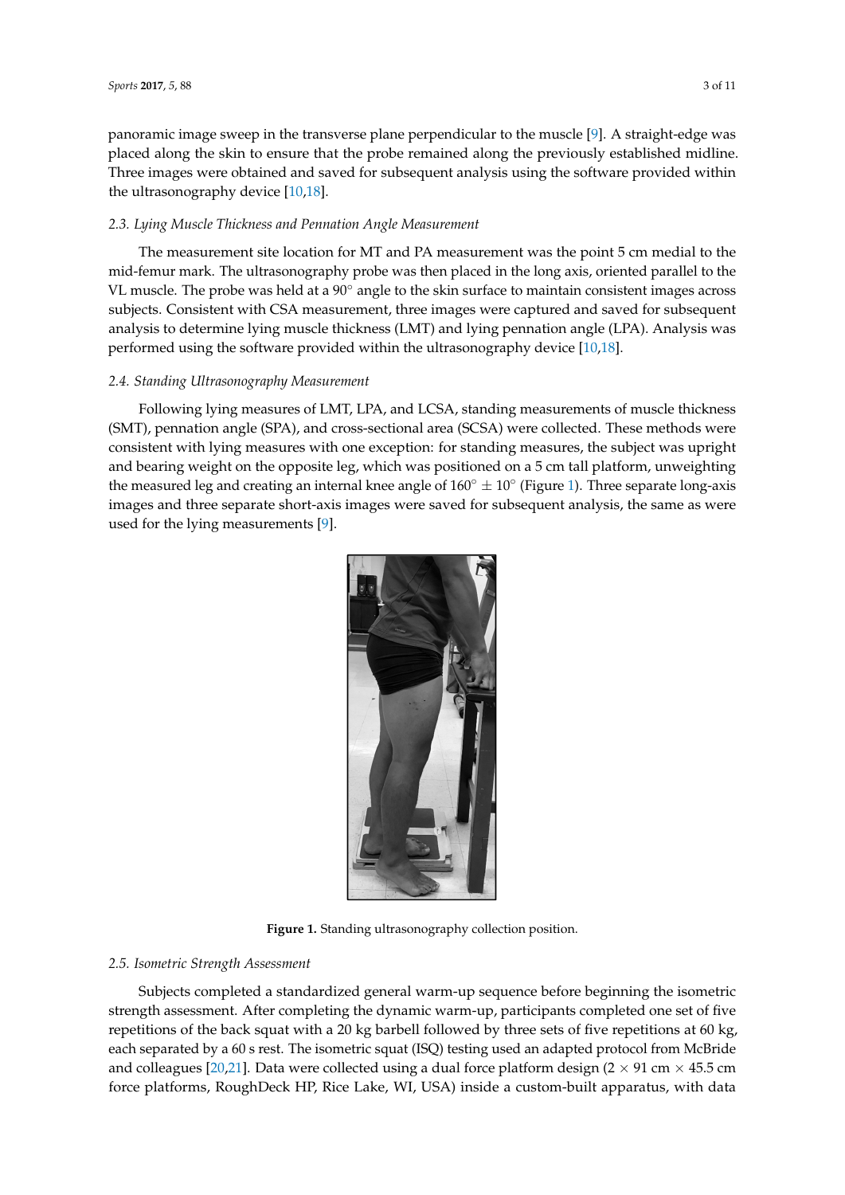panoramic image sweep in the transverse plane perpendicular to the muscle [9]. A straight-edge was placed along the skin to ensure that the probe remained along the previously established midline. Three images were obtained and saved for subsequent analysis using the software provided within the ultrasonography device [10,18].

### 2.3. Lying Muscle Thickness and Pennation Angle Measurement

The measurement site location for MT and PA measurement was the point 5 cm medial to the mid-femur mark. The ultrasonography probe was then placed in the long axis, oriented parallel to the VL muscle. The probe was held at a 90° angle to the skin surface to maintain consistent images across subjects. Consistent with CSA measurement, three images were captured and saved for subsequent analysis to determine lying muscle thickness (LMT) and lying pennation angle (LPA). Analysis was performed using the software provided within the ultrasonography device [10,18].

### 2.4. Standing Ultrasonography Measurement

Following lying measures of LMT, LPA, and LCSA, standing measurements of muscle thickness (SMT), pennation angle (SPA), and cross-sectional area (SCSA) were collected. These methods were consistent with lying measures with one exception: for standing measures, the subject was upright and bearing weight on the opposite leg, which was positioned on a 5 cm tall platform, unweighting the measured leg and creating an internal knee angle of $160° \pm 10°$ (Figure 1). Three separate long-axis images and three separate short-axis images were saved for subsequent analysis, the same as were used for the lying measurements [9].

**Figure 1.** Standing ultrasonography collection position.

### 2.5. Isometric Strength Assessment

Subjects completed a standardized general warm-up sequence before beginning the isometric strength assessment. After completing the dynamic warm-up, participants completed one set of five repetitions of the back squat with a 20 kg barbell followed by three sets of five repetitions at 60 kg, each separated by a 60 s rest. The isometric squat (ISQ) testing used an adapted protocol from McBride and colleagues [20,21]. Data were collected using a dual force platform design ($2 \times 91$ cm $\times$ 45.5 cm force platforms, RoughDeck HP, Rice Lake, WI, USA) inside a custom-built apparatus, with data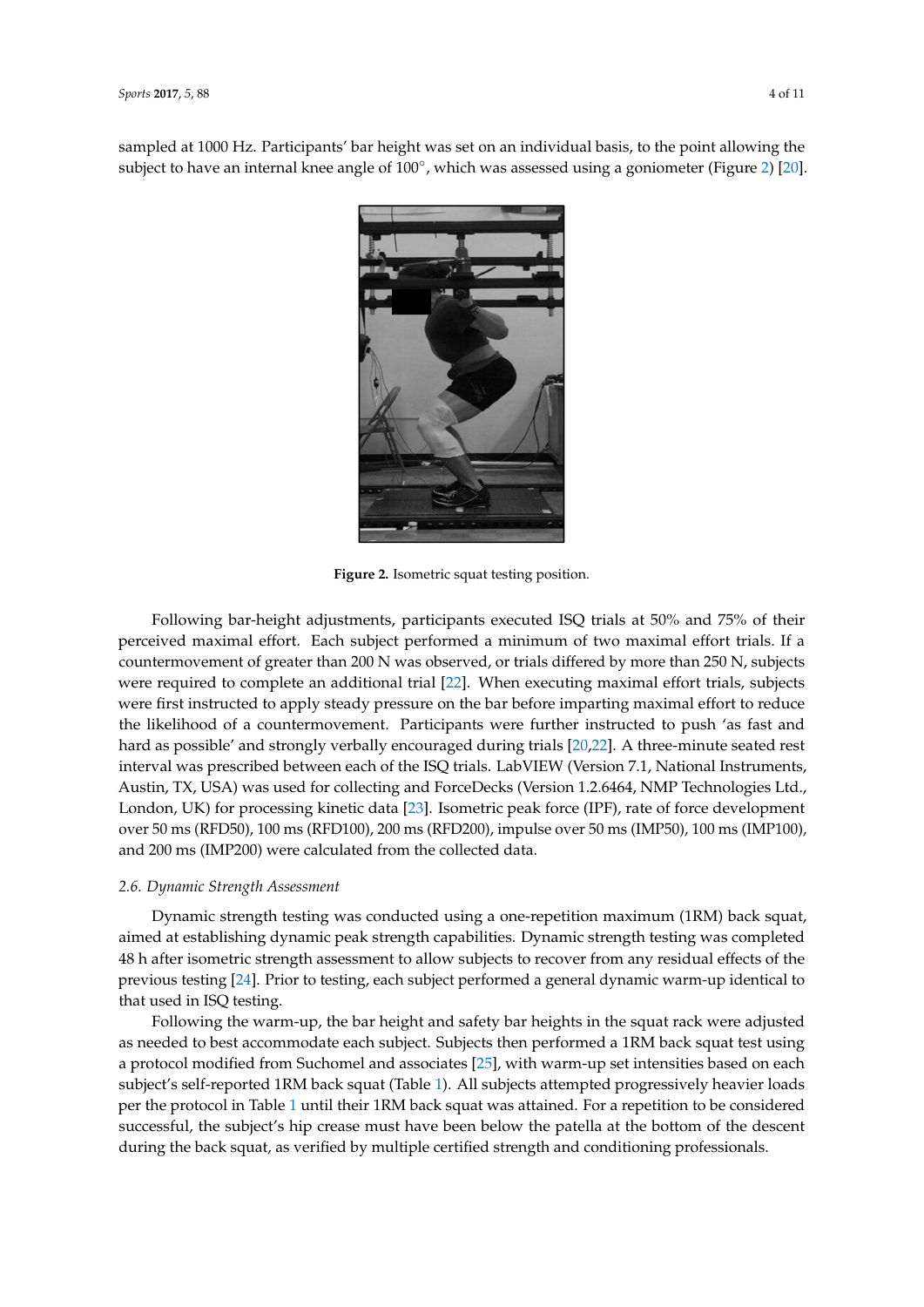sampled at 1000 Hz. Participants' bar height was set on an individual basis, to the point allowing the subject to have an internal knee angle of 100°, which was assessed using a goniometer (Figure 2) [20].

**Figure 2.** Isometric squat testing position.

Following bar-height adjustments, participants executed ISQ trials at 50% and 75% of their perceived maximal effort. Each subject performed a minimum of two maximal effort trials. If a countermovement of greater than 200 N was observed, or trials differed by more than 250 N, subjects were required to complete an additional trial [22]. When executing maximal effort trials, subjects were first instructed to apply steady pressure on the bar before imparting maximal effort to reduce the likelihood of a countermovement. Participants were further instructed to push 'as fast and hard as possible' and strongly verbally encouraged during trials [20,22]. A three-minute seated rest interval was prescribed between each of the ISQ trials. LabVIEW (Version 7.1, National Instruments, Austin, TX, USA) was used for collecting and ForceDecks (Version 1.2.6464, NMP Technologies Ltd., London, UK) for processing kinetic data [23]. Isometric peak force (IPF), rate of force development over 50 ms (RFD50), 100 ms (RFD100), 200 ms (RFD200), impulse over 50 ms (IMP50), 100 ms (IMP100), and 200 ms (IMP200) were calculated from the collected data.

### *2.6. Dynamic Strength Assessment*

Dynamic strength testing was conducted using a one-repetition maximum (1RM) back squat, aimed at establishing dynamic peak strength capabilities. Dynamic strength testing was completed 48 h after isometric strength assessment to allow subjects to recover from any residual effects of the previous testing [24]. Prior to testing, each subject performed a general dynamic warm-up identical to that used in ISQ testing.

Following the warm-up, the bar height and safety bar heights in the squat rack were adjusted as needed to best accommodate each subject. Subjects then performed a 1RM back squat test using a protocol modified from Suchomel and associates [25], with warm-up set intensities based on each subject's self-reported 1RM back squat (Table 1). All subjects attempted progressively heavier loads per the protocol in Table 1 until their 1RM back squat was attained. For a repetition to be considered successful, the subject's hip crease must have been below the patella at the bottom of the descent during the back squat, as verified by multiple certified strength and conditioning professionals.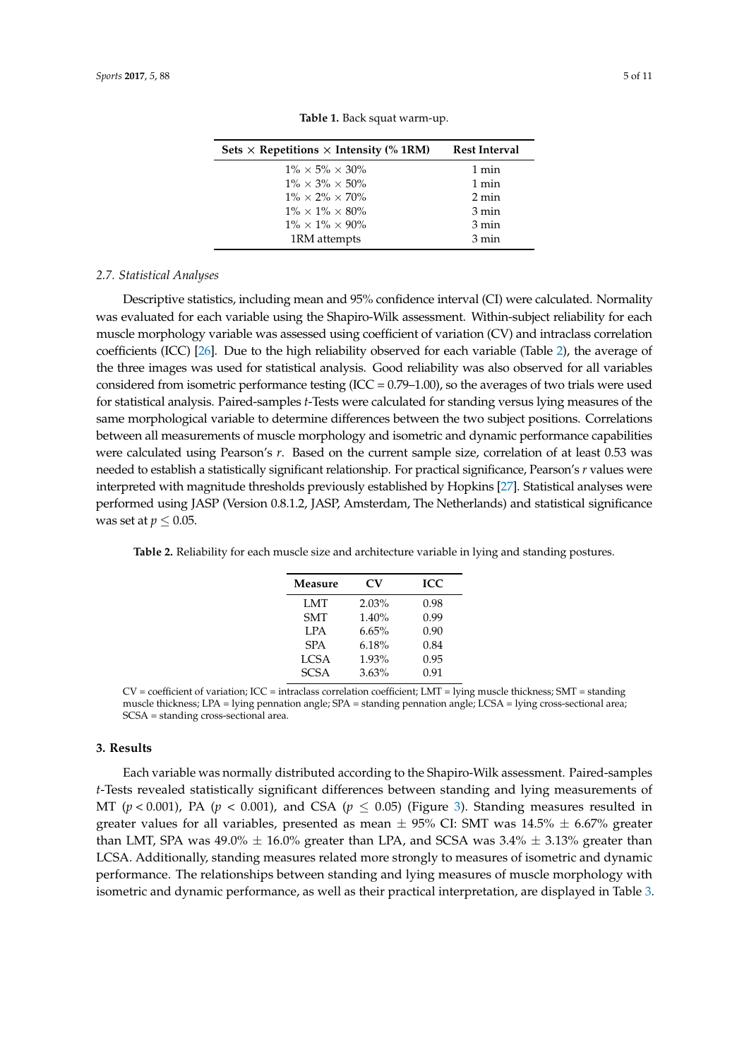**Table 1.** Back squat warm-up.

| Sets × Repetitions × Intensity (% 1RM) | Rest Interval |
|---|---|
| 1% × 5% × 30% | 1 min |
| 1% × 3% × 50% | 1 min |
| 1% × 2% × 70% | 2 min |
| 1% × 1% × 80% | 3 min |
| 1% × 1% × 90% | 3 min |
| 1RM attempts | 3 min |

### *2.7. Statistical Analyses*

Descriptive statistics, including mean and 95% confidence interval (CI) were calculated. Normality was evaluated for each variable using the Shapiro-Wilk assessment. Within-subject reliability for each muscle morphology variable was assessed using coefficient of variation (CV) and intraclass correlation coefficients (ICC) [26]. Due to the high reliability observed for each variable (Table 2), the average of the three images was used for statistical analysis. Good reliability was also observed for all variables considered from isometric performance testing (ICC = 0.79–1.00), so the averages of two trials were used for statistical analysis. Paired-samples *t*-Tests were calculated for standing versus lying measures of the same morphological variable to determine differences between the two subject positions. Correlations between all measurements of muscle morphology and isometric and dynamic performance capabilities were calculated using Pearson's *r*. Based on the current sample size, correlation of at least 0.53 was needed to establish a statistically significant relationship. For practical significance, Pearson's *r* values were interpreted with magnitude thresholds previously established by Hopkins [27]. Statistical analyses were performed using JASP (Version 0.8.1.2, JASP, Amsterdam, The Netherlands) and statistical significance was set at $p \leq 0.05$.

**Table 2.** Reliability for each muscle size and architecture variable in lying and standing postures.

| Measure | CV | ICC |
|---|---|---|
| LMT | 2.03% | 0.98 |
| SMT | 1.40% | 0.99 |
| LPA | 6.65% | 0.90 |
| SPA | 6.18% | 0.84 |
| LCSA | 1.93% | 0.95 |
| SCSA | 3.63% | 0.91 |

CV = coefficient of variation; ICC = intraclass correlation coefficient; LMT = lying muscle thickness; SMT = standing muscle thickness; LPA = lying pennation angle; SPA = standing pennation angle; LCSA = lying cross-sectional area; SCSA = standing cross-sectional area.

## 3. Results

Each variable was normally distributed according to the Shapiro-Wilk assessment. Paired-samples *t*-Tests revealed statistically significant differences between standing and lying measurements of MT ($p < 0.001$), PA ($p < 0.001$), and CSA ($p \leq 0.05$) (Figure 3). Standing measures resulted in greater values for all variables, presented as mean ± 95% CI: SMT was 14.5% ± 6.67% greater than LMT, SPA was 49.0% ± 16.0% greater than LPA, and SCSA was 3.4% ± 3.13% greater than LCSA. Additionally, standing measures related more strongly to measures of isometric and dynamic performance. The relationships between standing and lying measures of muscle morphology with isometric and dynamic performance, as well as their practical interpretation, are displayed in Table 3.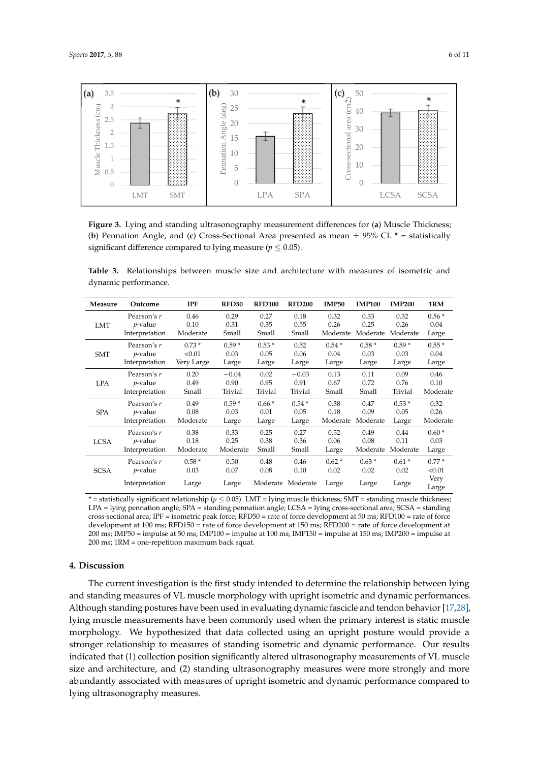**Figure 3.** Lying and standing ultrasonography measurement differences for (**a**) Muscle Thickness; (**b**) Pennation Angle, and (**c**) Cross-Sectional Area presented as mean ± 95% CI. * = statistically significant difference compared to lying measure ($p \leq 0.05$).

**Table 3.** Relationships between muscle size and architecture with measures of isometric and dynamic performance.

| Measure | Outcome | IPF | RFD50 | RFD100 | RFD200 | IMP50 | IMP100 | IMP200 | 1RM |
|---|---|---|---|---|---|---|---|---|---|
| LMT | Pearson's *r* | 0.46 | 0.29 | 0.27 | 0.18 | 0.32 | 0.33 | 0.32 | 0.56 * |
| | *p*-value | 0.10 | 0.31 | 0.35 | 0.55 | 0.26 | 0.25 | 0.26 | 0.04 |
| | Interpretation | Moderate | Small | Small | Small | Moderate | Moderate | Moderate | Large |
| SMT | Pearson's *r* | 0.73 * | 0.59 * | 0.53 * | 0.52 | 0.54 * | 0.58 * | 0.59 * | 0.55 * |
| | *p*-value | <0.01 | 0.03 | 0.05 | 0.06 | 0.04 | 0.03 | 0.03 | 0.04 |
| | Interpretation | Very Large | Large | Large | Large | Large | Large | Large | Large |
| LPA | Pearson's *r* | 0.20 | −0.04 | 0.02 | −0.03 | 0.13 | 0.11 | 0.09 | 0.46 |
| | *p*-value | 0.49 | 0.90 | 0.95 | 0.91 | 0.67 | 0.72 | 0.76 | 0.10 |
| | Interpretation | Small | Trivial | Trivial | Trivial | Small | Small | Trivial | Moderate |
| SPA | Pearson's *r* | 0.49 | 0.59 * | 0.66 * | 0.54 * | 0.38 | 0.47 | 0.53 * | 0.32 |
| | *p*-value | 0.08 | 0.03 | 0.01 | 0.05 | 0.18 | 0.09 | 0.05 | 0.26 |
| | Interpretation | Moderate | Large | Large | Large | Moderate | Moderate | Large | Moderate |
| LCSA | Pearson's *r* | 0.38 | 0.33 | 0.25 | 0.27 | 0.52 | 0.49 | 0.44 | 0.60 * |
| | *p*-value | 0.18 | 0.25 | 0.38 | 0.36 | 0.06 | 0.08 | 0.11 | 0.03 |
| | Interpretation | Moderate | Moderate | Small | Small | Large | Moderate | Moderate | Large |
| SCSA | Pearson's *r* | 0.58 * | 0.50 | 0.48 | 0.46 | 0.62 * | 0.63 * | 0.61 * | 0.77 * |
| | *p*-value | 0.03 | 0.07 | 0.08 | 0.10 | 0.02 | 0.02 | 0.02 | <0.01 |
| | Interpretation | Large | Large | Moderate | Moderate | Large | Large | Large | Very Large |

* = statistically significant relationship ($p \leq 0.05$). LMT = lying muscle thickness; SMT = standing muscle thickness; LPA = lying pennation angle; SPA = standing pennation angle; LCSA = lying cross-sectional area; SCSA = standing cross-sectional area; IPF = isometric peak force; RFD50 = rate of force development at 50 ms; RFD100 = rate of force development at 100 ms; RFD150 = rate of force development at 150 ms; RFD200 = rate of force development at 200 ms; IMP50 = impulse at 50 ms; IMP100 = impulse at 100 ms; IMP150 = impulse at 150 ms; IMP200 = impulse at 200 ms; 1RM = one-repetition maximum back squat.

## 4. Discussion

The current investigation is the first study intended to determine the relationship between lying and standing measures of VL muscle morphology with upright isometric and dynamic performances. Although standing postures have been used in evaluating dynamic fascicle and tendon behavior [17,28], lying muscle measurements have been commonly used when the primary interest is static muscle morphology. We hypothesized that data collected using an upright posture would provide a stronger relationship to measures of standing isometric and dynamic performance. Our results indicated that (1) collection position significantly altered ultrasonography measurements of VL muscle size and architecture, and (2) standing ultrasonography measures were more strongly and more abundantly associated with measures of upright isometric and dynamic performance compared to lying ultrasonography measures.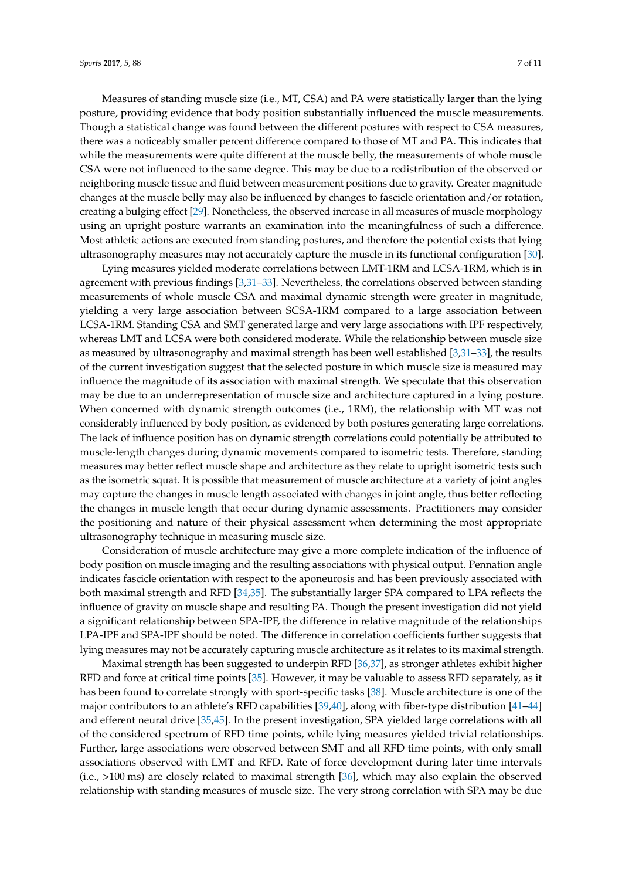Measures of standing muscle size (i.e., MT, CSA) and PA were statistically larger than the lying posture, providing evidence that body position substantially influenced the muscle measurements. Though a statistical change was found between the different postures with respect to CSA measures, there was a noticeably smaller percent difference compared to those of MT and PA. This indicates that while the measurements were quite different at the muscle belly, the measurements of whole muscle CSA were not influenced to the same degree. This may be due to a redistribution of the observed or neighboring muscle tissue and fluid between measurement positions due to gravity. Greater magnitude changes at the muscle belly may also be influenced by changes to fascicle orientation and/or rotation, creating a bulging effect [29]. Nonetheless, the observed increase in all measures of muscle morphology using an upright posture warrants an examination into the meaningfulness of such a difference. Most athletic actions are executed from standing postures, and therefore the potential exists that lying ultrasonography measures may not accurately capture the muscle in its functional configuration [30].

Lying measures yielded moderate correlations between LMT-1RM and LCSA-1RM, which is in agreement with previous findings [3,31–33]. Nevertheless, the correlations observed between standing measurements of whole muscle CSA and maximal dynamic strength were greater in magnitude, yielding a very large association between SCSA-1RM compared to a large association between LCSA-1RM. Standing CSA and SMT generated large and very large associations with IPF respectively, whereas LMT and LCSA were both considered moderate. While the relationship between muscle size as measured by ultrasonography and maximal strength has been well established [3,31–33], the results of the current investigation suggest that the selected posture in which muscle size is measured may influence the magnitude of its association with maximal strength. We speculate that this observation may be due to an underrepresentation of muscle size and architecture captured in a lying posture. When concerned with dynamic strength outcomes (i.e., 1RM), the relationship with MT was not considerably influenced by body position, as evidenced by both postures generating large correlations. The lack of influence position has on dynamic strength correlations could potentially be attributed to muscle-length changes during dynamic movements compared to isometric tests. Therefore, standing measures may better reflect muscle shape and architecture as they relate to upright isometric tests such as the isometric squat. It is possible that measurement of muscle architecture at a variety of joint angles may capture the changes in muscle length associated with changes in joint angle, thus better reflecting the changes in muscle length that occur during dynamic assessments. Practitioners may consider the positioning and nature of their physical assessment when determining the most appropriate ultrasonography technique in measuring muscle size.

Consideration of muscle architecture may give a more complete indication of the influence of body position on muscle imaging and the resulting associations with physical output. Pennation angle indicates fascicle orientation with respect to the aponeurosis and has been previously associated with both maximal strength and RFD [34,35]. The substantially larger SPA compared to LPA reflects the influence of gravity on muscle shape and resulting PA. Though the present investigation did not yield a significant relationship between SPA-IPF, the difference in relative magnitude of the relationships LPA-IPF and SPA-IPF should be noted. The difference in correlation coefficients further suggests that lying measures may not be accurately capturing muscle architecture as it relates to its maximal strength.

Maximal strength has been suggested to underpin RFD [36,37], as stronger athletes exhibit higher RFD and force at critical time points [35]. However, it may be valuable to assess RFD separately, as it has been found to correlate strongly with sport-specific tasks [38]. Muscle architecture is one of the major contributors to an athlete's RFD capabilities [39,40], along with fiber-type distribution [41–44] and efferent neural drive [35,45]. In the present investigation, SPA yielded large correlations with all of the considered spectrum of RFD time points, while lying measures yielded trivial relationships. Further, large associations were observed between SMT and all RFD time points, with only small associations observed with LMT and RFD. Rate of force development during later time intervals (i.e., >100 ms) are closely related to maximal strength [36], which may also explain the observed relationship with standing measures of muscle size. The very strong correlation with SPA may be due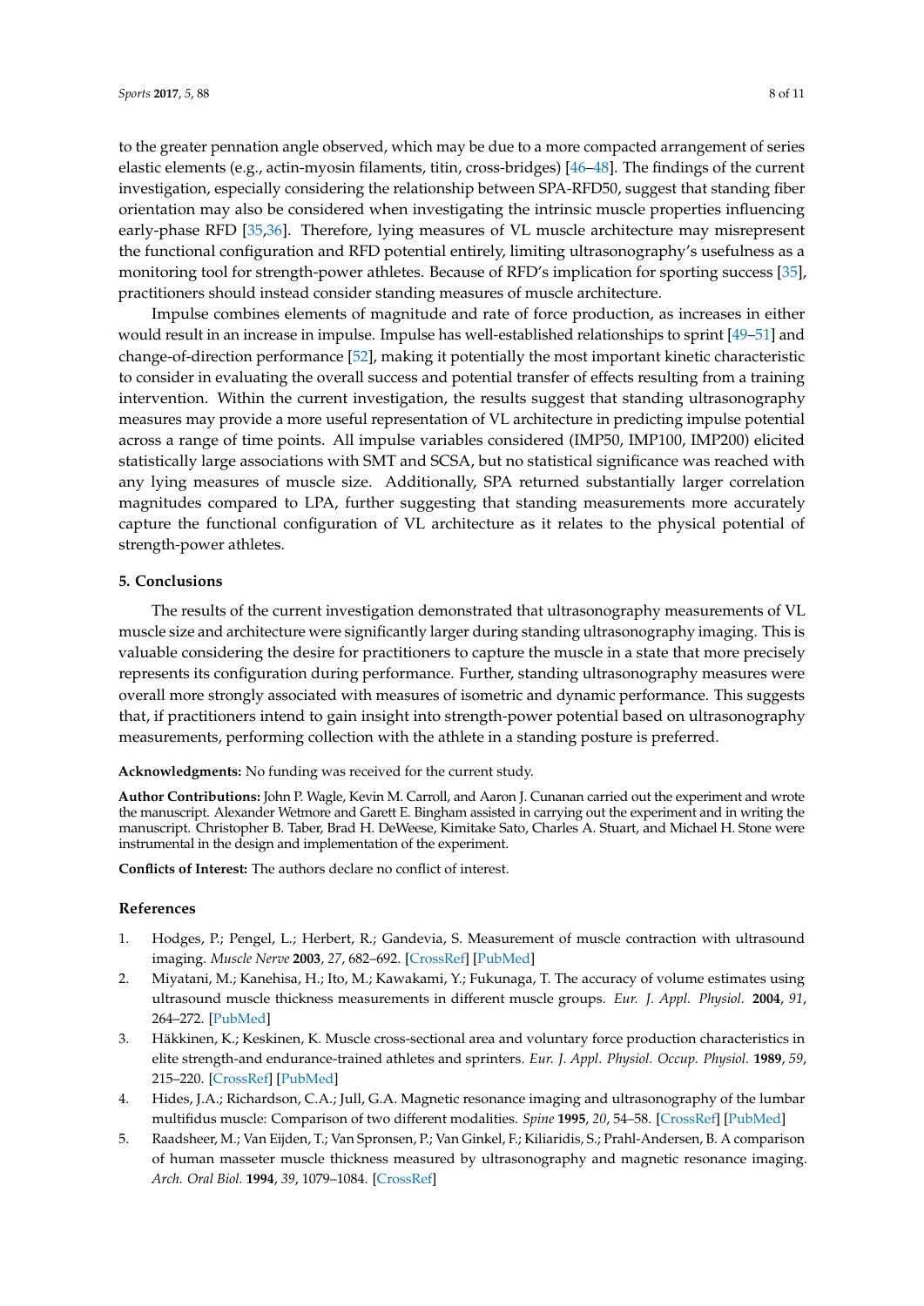to the greater pennation angle observed, which may be due to a more compacted arrangement of series elastic elements (e.g., actin-myosin filaments, titin, cross-bridges) [46–48]. The findings of the current investigation, especially considering the relationship between SPA-RFD50, suggest that standing fiber orientation may also be considered when investigating the intrinsic muscle properties influencing early-phase RFD [35,36]. Therefore, lying measures of VL muscle architecture may misrepresent the functional configuration and RFD potential entirely, limiting ultrasonography's usefulness as a monitoring tool for strength-power athletes. Because of RFD's implication for sporting success [35], practitioners should instead consider standing measures of muscle architecture.

Impulse combines elements of magnitude and rate of force production, as increases in either would result in an increase in impulse. Impulse has well-established relationships to sprint [49–51] and change-of-direction performance [52], making it potentially the most important kinetic characteristic to consider in evaluating the overall success and potential transfer of effects resulting from a training intervention. Within the current investigation, the results suggest that standing ultrasonography measures may provide a more useful representation of VL architecture in predicting impulse potential across a range of time points. All impulse variables considered (IMP50, IMP100, IMP200) elicited statistically large associations with SMT and SCSA, but no statistical significance was reached with any lying measures of muscle size. Additionally, SPA returned substantially larger correlation magnitudes compared to LPA, further suggesting that standing measurements more accurately capture the functional configuration of VL architecture as it relates to the physical potential of strength-power athletes.

## 5. Conclusions

The results of the current investigation demonstrated that ultrasonography measurements of VL muscle size and architecture were significantly larger during standing ultrasonography imaging. This is valuable considering the desire for practitioners to capture the muscle in a state that more precisely represents its configuration during performance. Further, standing ultrasonography measures were overall more strongly associated with measures of isometric and dynamic performance. This suggests that, if practitioners intend to gain insight into strength-power potential based on ultrasonography measurements, performing collection with the athlete in a standing posture is preferred.

**Acknowledgments:** No funding was received for the current study.

**Author Contributions:** John P. Wagle, Kevin M. Carroll, and Aaron J. Cunanan carried out the experiment and wrote the manuscript. Alexander Wetmore and Garett E. Bingham assisted in carrying out the experiment and in writing the manuscript. Christopher B. Taber, Brad H. DeWeese, Kimitake Sato, Charles A. Stuart, and Michael H. Stone were instrumental in the design and implementation of the experiment.

**Conflicts of Interest:** The authors declare no conflict of interest.

## References

1. Hodges, P.; Pengel, L.; Herbert, R.; Gandevia, S. Measurement of muscle contraction with ultrasound imaging. *Muscle Nerve* **2003**, *27*, 682–692. [CrossRef] [PubMed]
2. Miyatani, M.; Kanehisa, H.; Ito, M.; Kawakami, Y.; Fukunaga, T. The accuracy of volume estimates using ultrasound muscle thickness measurements in different muscle groups. *Eur. J. Appl. Physiol.* **2004**, *91*, 264–272. [PubMed]
3. Häkkinen, K.; Keskinen, K. Muscle cross-sectional area and voluntary force production characteristics in elite strength-and endurance-trained athletes and sprinters. *Eur. J. Appl. Physiol. Occup. Physiol.* **1989**, *59*, 215–220. [CrossRef] [PubMed]
4. Hides, J.A.; Richardson, C.A.; Jull, G.A. Magnetic resonance imaging and ultrasonography of the lumbar multifidus muscle: Comparison of two different modalities. *Spine* **1995**, *20*, 54–58. [CrossRef] [PubMed]
5. Raadsheer, M.; Van Eijden, T.; Van Spronsen, P.; Van Ginkel, F.; Kiliaridis, S.; Prahl-Andersen, B. A comparison of human masseter muscle thickness measured by ultrasonography and magnetic resonance imaging. *Arch. Oral Biol.* **1994**, *39*, 1079–1084. [CrossRef]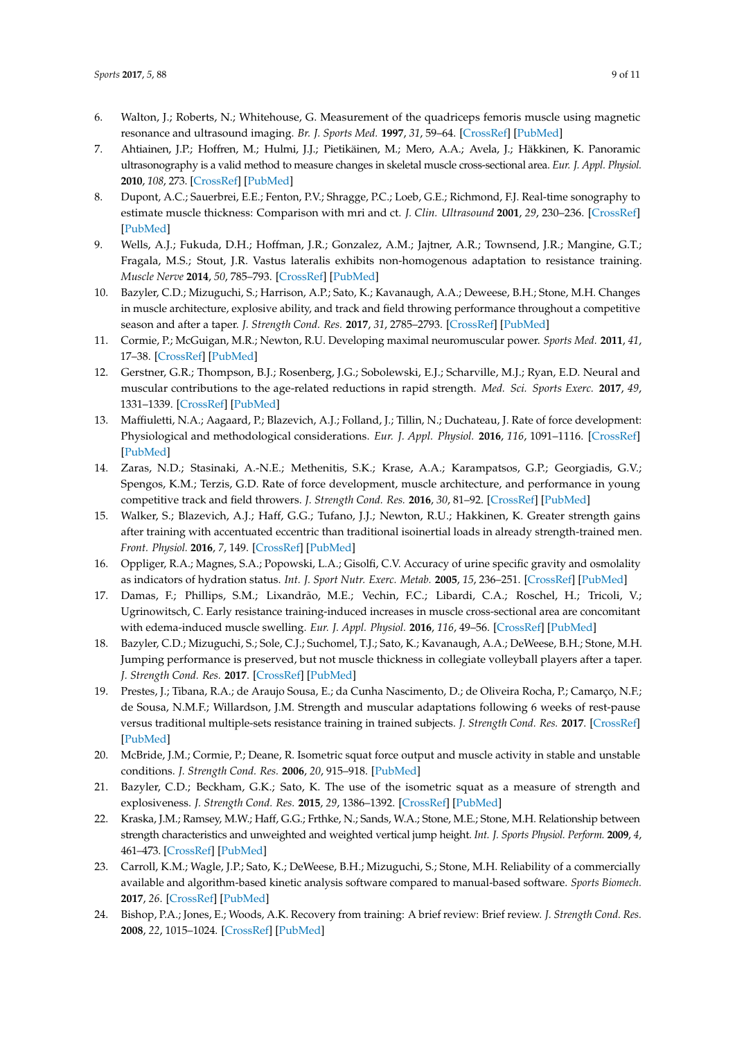6. Walton, J.; Roberts, N.; Whitehouse, G. Measurement of the quadriceps femoris muscle using magnetic resonance and ultrasound imaging. *Br. J. Sports Med.* **1997**, *31*, 59–64. [CrossRef] [PubMed]
7. Ahtiainen, J.P.; Hoffren, M.; Hulmi, J.J.; Pietikäinen, M.; Mero, A.A.; Avela, J.; Häkkinen, K. Panoramic ultrasonography is a valid method to measure changes in skeletal muscle cross-sectional area. *Eur. J. Appl. Physiol.* **2010**, *108*, 273. [CrossRef] [PubMed]
8. Dupont, A.C.; Sauerbrei, E.E.; Fenton, P.V.; Shragge, P.C.; Loeb, G.E.; Richmond, F.J. Real-time sonography to estimate muscle thickness: Comparison with mri and ct. *J. Clin. Ultrasound* **2001**, *29*, 230–236. [CrossRef] [PubMed]
9. Wells, A.J.; Fukuda, D.H.; Hoffman, J.R.; Gonzalez, A.M.; Jajtner, A.R.; Townsend, J.R.; Mangine, G.T.; Fragala, M.S.; Stout, J.R. Vastus lateralis exhibits non-homogenous adaptation to resistance training. *Muscle Nerve* **2014**, *50*, 785–793. [CrossRef] [PubMed]
10. Bazyler, C.D.; Mizuguchi, S.; Harrison, A.P.; Sato, K.; Kavanaugh, A.A.; Deweese, B.H.; Stone, M.H. Changes in muscle architecture, explosive ability, and track and field throwing performance throughout a competitive season and after a taper. *J. Strength Cond. Res.* **2017**, *31*, 2785–2793. [CrossRef] [PubMed]
11. Cormie, P.; McGuigan, M.R.; Newton, R.U. Developing maximal neuromuscular power. *Sports Med.* **2011**, *41*, 17–38. [CrossRef] [PubMed]
12. Gerstner, G.R.; Thompson, B.J.; Rosenberg, J.G.; Sobolewski, E.J.; Scharville, M.J.; Ryan, E.D. Neural and muscular contributions to the age-related reductions in rapid strength. *Med. Sci. Sports Exerc.* **2017**, *49*, 1331–1339. [CrossRef] [PubMed]
13. Maffiuletti, N.A.; Aagaard, P.; Blazevich, A.J.; Folland, J.; Tillin, N.; Duchateau, J. Rate of force development: Physiological and methodological considerations. *Eur. J. Appl. Physiol.* **2016**, *116*, 1091–1116. [CrossRef] [PubMed]
14. Zaras, N.D.; Stasinaki, A.-N.E.; Methenitis, S.K.; Krase, A.A.; Karampatsos, G.P.; Georgiadis, G.V.; Spengos, K.M.; Terzis, G.D. Rate of force development, muscle architecture, and performance in young competitive track and field throwers. *J. Strength Cond. Res.* **2016**, *30*, 81–92. [CrossRef] [PubMed]
15. Walker, S.; Blazevich, A.J.; Haff, G.G.; Tufano, J.J.; Newton, R.U.; Hakkinen, K. Greater strength gains after training with accentuated eccentric than traditional isoinertial loads in already strength-trained men. *Front. Physiol.* **2016**, *7*, 149. [CrossRef] [PubMed]
16. Oppliger, R.A.; Magnes, S.A.; Popowski, L.A.; Gisolfi, C.V. Accuracy of urine specific gravity and osmolality as indicators of hydration status. *Int. J. Sport Nutr. Exerc. Metab.* **2005**, *15*, 236–251. [CrossRef] [PubMed]
17. Damas, F.; Phillips, S.M.; Lixandrão, M.E.; Vechin, F.C.; Libardi, C.A.; Roschel, H.; Tricoli, V.; Ugrinowitsch, C. Early resistance training-induced increases in muscle cross-sectional area are concomitant with edema-induced muscle swelling. *Eur. J. Appl. Physiol.* **2016**, *116*, 49–56. [CrossRef] [PubMed]
18. Bazyler, C.D.; Mizuguchi, S.; Sole, C.J.; Suchomel, T.J.; Sato, K.; Kavanaugh, A.A.; DeWeese, B.H.; Stone, M.H. Jumping performance is preserved, but not muscle thickness in collegiate volleyball players after a taper. *J. Strength Cond. Res.* **2017**. [CrossRef] [PubMed]
19. Prestes, J.; Tibana, R.A.; de Araujo Sousa, E.; da Cunha Nascimento, D.; de Oliveira Rocha, P.; Camarço, N.F.; de Sousa, N.M.F.; Willardson, J.M. Strength and muscular adaptations following 6 weeks of rest-pause versus traditional multiple-sets resistance training in trained subjects. *J. Strength Cond. Res.* **2017**. [CrossRef] [PubMed]
20. McBride, J.M.; Cormie, P.; Deane, R. Isometric squat force output and muscle activity in stable and unstable conditions. *J. Strength Cond. Res.* **2006**, *20*, 915–918. [PubMed]
21. Bazyler, C.D.; Beckham, G.K.; Sato, K. The use of the isometric squat as a measure of strength and explosiveness. *J. Strength Cond. Res.* **2015**, *29*, 1386–1392. [CrossRef] [PubMed]
22. Kraska, J.M.; Ramsey, M.W.; Haff, G.G.; Frthke, N.; Sands, W.A.; Stone, M.E.; Stone, M.H. Relationship between strength characteristics and unweighted and weighted vertical jump height. *Int. J. Sports Physiol. Perform.* **2009**, *4*, 461–473. [CrossRef] [PubMed]
23. Carroll, K.M.; Wagle, J.P.; Sato, K.; DeWeese, B.H.; Mizuguchi, S.; Stone, M.H. Reliability of a commercially available and algorithm-based kinetic analysis software compared to manual-based software. *Sports Biomech.* **2017**, *26*. [CrossRef] [PubMed]
24. Bishop, P.A.; Jones, E.; Woods, A.K. Recovery from training: A brief review: Brief review. *J. Strength Cond. Res.* **2008**, *22*, 1015–1024. [CrossRef] [PubMed]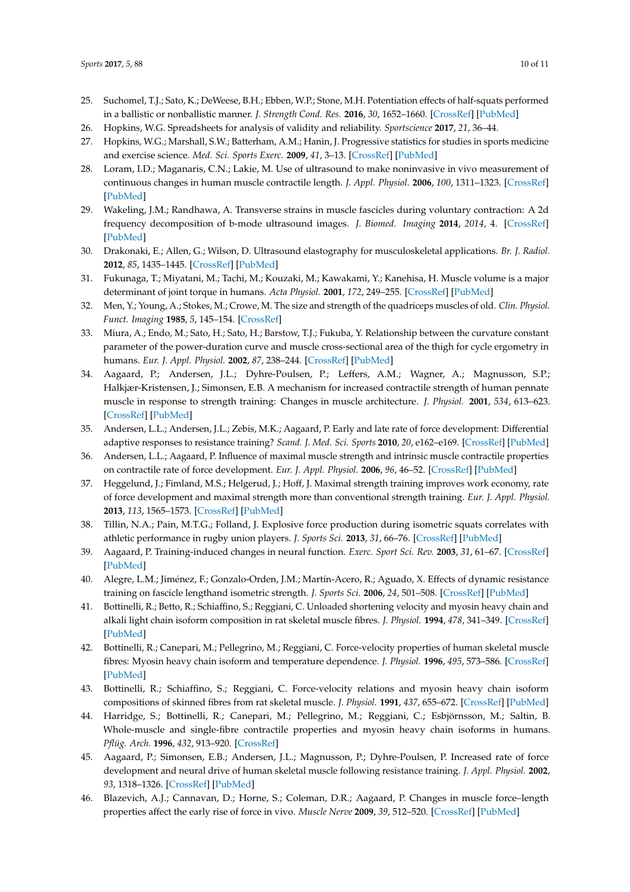25. Suchomel, T.J.; Sato, K.; DeWeese, B.H.; Ebben, W.P.; Stone, M.H. Potentiation effects of half-squats performed in a ballistic or nonballistic manner. *J. Strength Cond. Res.* **2016**, *30*, 1652–1660. [CrossRef] [PubMed]
26. Hopkins, W.G. Spreadsheets for analysis of validity and reliability. *Sportscience* **2017**, *21*, 36–44.
27. Hopkins, W.G.; Marshall, S.W.; Batterham, A.M.; Hanin, J. Progressive statistics for studies in sports medicine and exercise science. *Med. Sci. Sports Exerc.* **2009**, *41*, 3–13. [CrossRef] [PubMed]
28. Loram, I.D.; Maganaris, C.N.; Lakie, M. Use of ultrasound to make noninvasive in vivo measurement of continuous changes in human muscle contractile length. *J. Appl. Physiol.* **2006**, *100*, 1311–1323. [CrossRef] [PubMed]
29. Wakeling, J.M.; Randhawa, A. Transverse strains in muscle fascicles during voluntary contraction: A 2d frequency decomposition of b-mode ultrasound images. *J. Biomed. Imaging* **2014**, *2014*, 4. [CrossRef] [PubMed]
30. Drakonaki, E.; Allen, G.; Wilson, D. Ultrasound elastography for musculoskeletal applications. *Br. J. Radiol.* **2012**, *85*, 1435–1445. [CrossRef] [PubMed]
31. Fukunaga, T.; Miyatani, M.; Tachi, M.; Kouzaki, M.; Kawakami, Y.; Kanehisa, H. Muscle volume is a major determinant of joint torque in humans. *Acta Physiol.* **2001**, *172*, 249–255. [CrossRef] [PubMed]
32. Men, Y.; Young, A.; Stokes, M.; Crowe, M. The size and strength of the quadriceps muscles of old. *Clin. Physiol. Funct. Imaging* **1985**, *5*, 145–154. [CrossRef]
33. Miura, A.; Endo, M.; Sato, H.; Sato, H.; Barstow, T.J.; Fukuba, Y. Relationship between the curvature constant parameter of the power-duration curve and muscle cross-sectional area of the thigh for cycle ergometry in humans. *Eur. J. Appl. Physiol.* **2002**, *87*, 238–244. [CrossRef] [PubMed]
34. Aagaard, P.; Andersen, J.L.; Dyhre-Poulsen, P.; Leffers, A.M.; Wagner, A.; Magnusson, S.P.; Halkjær-Kristensen, J.; Simonsen, E.B. A mechanism for increased contractile strength of human pennate muscle in response to strength training: Changes in muscle architecture. *J. Physiol.* **2001**, *534*, 613–623. [CrossRef] [PubMed]
35. Andersen, L.L.; Andersen, J.L.; Zebis, M.K.; Aagaard, P. Early and late rate of force development: Differential adaptive responses to resistance training? *Scand. J. Med. Sci. Sports* **2010**, *20*, e162–e169. [CrossRef] [PubMed]
36. Andersen, L.L.; Aagaard, P. Influence of maximal muscle strength and intrinsic muscle contractile properties on contractile rate of force development. *Eur. J. Appl. Physiol.* **2006**, *96*, 46–52. [CrossRef] [PubMed]
37. Heggelund, J.; Fimland, M.S.; Helgerud, J.; Hoff, J. Maximal strength training improves work economy, rate of force development and maximal strength more than conventional strength training. *Eur. J. Appl. Physiol.* **2013**, *113*, 1565–1573. [CrossRef] [PubMed]
38. Tillin, N.A.; Pain, M.T.G.; Folland, J. Explosive force production during isometric squats correlates with athletic performance in rugby union players. *J. Sports Sci.* **2013**, *31*, 66–76. [CrossRef] [PubMed]
39. Aagaard, P. Training-induced changes in neural function. *Exerc. Sport Sci. Rev.* **2003**, *31*, 61–67. [CrossRef] [PubMed]
40. Alegre, L.M.; Jiménez, F.; Gonzalo-Orden, J.M.; Martín-Acero, R.; Aguado, X. Effects of dynamic resistance training on fascicle lengthand isometric strength. *J. Sports Sci.* **2006**, *24*, 501–508. [CrossRef] [PubMed]
41. Bottinelli, R.; Betto, R.; Schiaffino, S.; Reggiani, C. Unloaded shortening velocity and myosin heavy chain and alkali light chain isoform composition in rat skeletal muscle fibres. *J. Physiol.* **1994**, *478*, 341–349. [CrossRef] [PubMed]
42. Bottinelli, R.; Canepari, M.; Pellegrino, M.; Reggiani, C. Force-velocity properties of human skeletal muscle fibres: Myosin heavy chain isoform and temperature dependence. *J. Physiol.* **1996**, *495*, 573–586. [CrossRef] [PubMed]
43. Bottinelli, R.; Schiaffino, S.; Reggiani, C. Force-velocity relations and myosin heavy chain isoform compositions of skinned fibres from rat skeletal muscle. *J. Physiol.* **1991**, *437*, 655–672. [CrossRef] [PubMed]
44. Harridge, S.; Bottinelli, R.; Canepari, M.; Pellegrino, M.; Reggiani, C.; Esbjörnsson, M.; Saltin, B. Whole-muscle and single-fibre contractile properties and myosin heavy chain isoforms in humans. *Pflüg. Arch.* **1996**, *432*, 913–920. [CrossRef]
45. Aagaard, P.; Simonsen, E.B.; Andersen, J.L.; Magnusson, P.; Dyhre-Poulsen, P. Increased rate of force development and neural drive of human skeletal muscle following resistance training. *J. Appl. Physiol.* **2002**, *93*, 1318–1326. [CrossRef] [PubMed]
46. Blazevich, A.J.; Cannavan, D.; Horne, S.; Coleman, D.R.; Aagaard, P. Changes in muscle force–length properties affect the early rise of force in vivo. *Muscle Nerve* **2009**, *39*, 512–520. [CrossRef] [PubMed]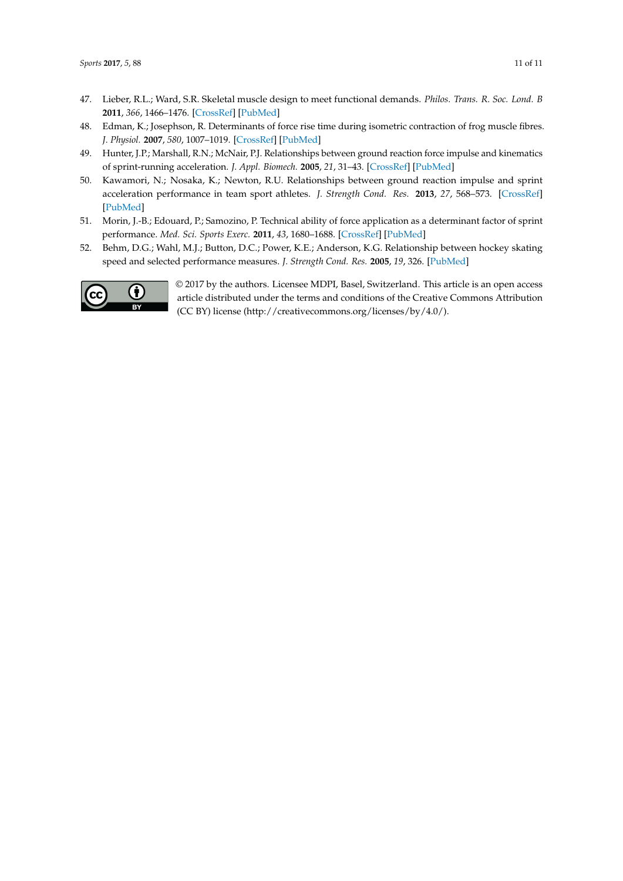47. Lieber, R.L.; Ward, S.R. Skeletal muscle design to meet functional demands. *Philos. Trans. R. Soc. Lond. B* **2011**, *366*, 1466–1476. [CrossRef] [PubMed]
48. Edman, K.; Josephson, R. Determinants of force rise time during isometric contraction of frog muscle fibres. *J. Physiol.* **2007**, *580*, 1007–1019. [CrossRef] [PubMed]
49. Hunter, J.P.; Marshall, R.N.; McNair, P.J. Relationships between ground reaction force impulse and kinematics of sprint-running acceleration. *J. Appl. Biomech.* **2005**, *21*, 31–43. [CrossRef] [PubMed]
50. Kawamori, N.; Nosaka, K.; Newton, R.U. Relationships between ground reaction impulse and sprint acceleration performance in team sport athletes. *J. Strength Cond. Res.* **2013**, *27*, 568–573. [CrossRef] [PubMed]
51. Morin, J.-B.; Edouard, P.; Samozino, P. Technical ability of force application as a determinant factor of sprint performance. *Med. Sci. Sports Exerc.* **2011**, *43*, 1680–1688. [CrossRef] [PubMed]
52. Behm, D.G.; Wahl, M.J.; Button, D.C.; Power, K.E.; Anderson, K.G. Relationship between hockey skating speed and selected performance measures. *J. Strength Cond. Res.* **2005**, *19*, 326. [PubMed]

© 2017 by the authors. Licensee MDPI, Basel, Switzerland. This article is an open access article distributed under the terms and conditions of the Creative Commons Attribution (CC BY) license (http://creativecommons.org/licenses/by/4.0/).